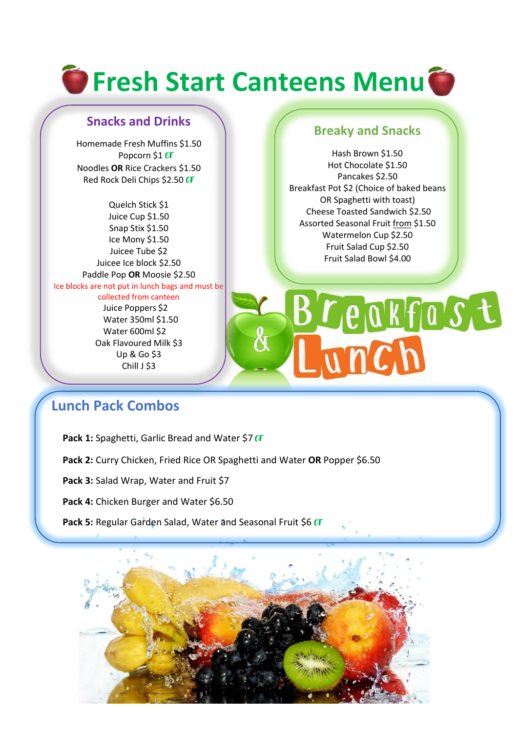# Fresh Start Canteens Menu

## Snacks and Drinks

Homemade Fresh Muffins $1.50
Popcorn $1 GF
Noodles **OR** Rice Crackers $1.50
Red Rock Deli Chips $2.50 GF

Quelch Stick $1
Juice Cup $1.50
Snap Stix $1.50
Ice Mony $1.50
Juicee Tube $2
Juicee Ice block $2.50
Paddle Pop **OR** Moosie $2.50
Ice blocks are not put in lunch bags and must be collected from canteen
Juice Poppers $2
Water 350ml $1.50
Water 600ml $2
Oak Flavoured Milk $3
Up & Go $3
Chill J $3

## Breaky and Snacks

Hash Brown $1.50
Hot Chocolate $1.50
Pancakes $2.50
Breakfast Pot $2 (Choice of baked beans OR Spaghetti with toast)
Cheese Toasted Sandwich $2.50
Assorted Seasonal Fruit from $1.50
Watermelon Cup $2.50
Fruit Salad Cup $2.50
Fruit Salad Bowl $4.00

Breakfast & Lunch

## Lunch Pack Combos

**Pack 1:** Spaghetti, Garlic Bread and Water $7 GF

**Pack 2:** Curry Chicken, Fried Rice OR Spaghetti and Water **OR** Popper $6.50

**Pack 3:** Salad Wrap, Water and Fruit $7

**Pack 4:** Chicken Burger and Water $6.50

**Pack 5:** Regular Garden Salad, Water and Seasonal Fruit $6 GF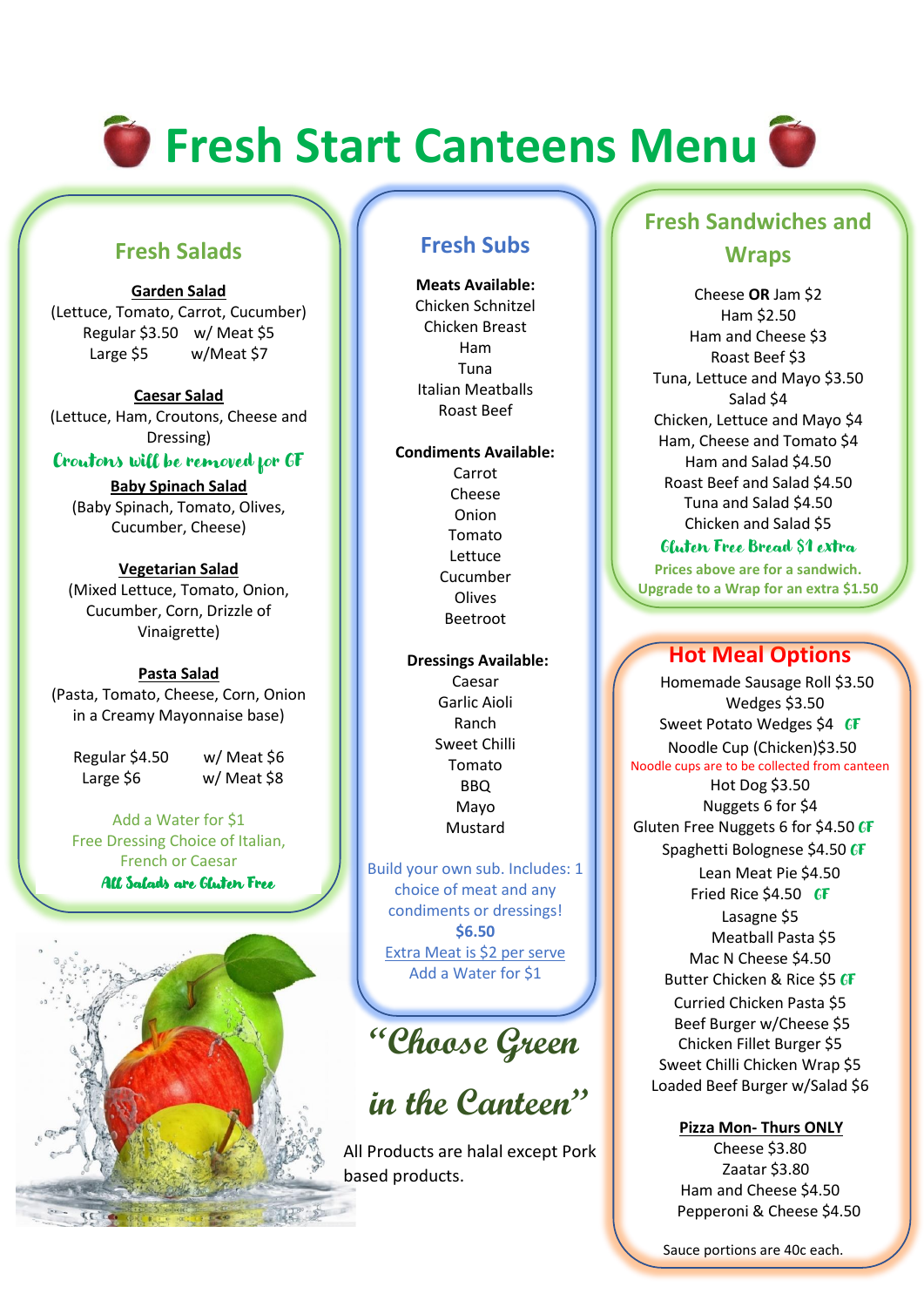# Fresh Start Canteens Menu

## Fresh Salads

**Garden Salad**
(Lettuce, Tomato, Carrot, Cucumber)
Regular $3.50 w/ Meat $5
Large $5 w/Meat $7

**Caesar Salad**
(Lettuce, Ham, Croutons, Cheese and Dressing)
*Croutons will be removed for GF*

**Baby Spinach Salad**
(Baby Spinach, Tomato, Olives, Cucumber, Cheese)

**Vegetarian Salad**
(Mixed Lettuce, Tomato, Onion, Cucumber, Corn, Drizzle of Vinaigrette)

**Pasta Salad**
(Pasta, Tomato, Cheese, Corn, Onion in a Creamy Mayonnaise base)

Regular $4.50 w/ Meat $6
Large $6 w/ Meat $8

Add a Water for $1
Free Dressing Choice of Italian, French or Caesar
*All Salads are Gluten Free*

## Fresh Subs

**Meats Available:**
Chicken Schnitzel
Chicken Breast
Ham
Tuna
Italian Meatballs
Roast Beef

**Condiments Available:**
Carrot
Cheese
Onion
Tomato
Lettuce
Cucumber
Olives
Beetroot

**Dressings Available:**
Caesar
Garlic Aioli
Ranch
Sweet Chilli
Tomato
BBQ
Mayo
Mustard

Build your own sub. Includes: 1 choice of meat and any condiments or dressings!
**$6.50**
Extra Meat is $2 per serve
Add a Water for $1

*"Choose Green in the Canteen"*

All Products are halal except Pork based products.

## Fresh Sandwiches and Wraps

Cheese **OR** Jam $2
Ham $2.50
Ham and Cheese $3
Roast Beef $3
Tuna, Lettuce and Mayo $3.50
Salad $4
Chicken, Lettuce and Mayo $4
Ham, Cheese and Tomato $4
Ham and Salad $4.50
Roast Beef and Salad $4.50
Tuna and Salad $4.50
Chicken and Salad $5
*Gluten Free Bread $1 extra*
**Prices above are for a sandwich.**
**Upgrade to a Wrap for an extra $1.50**

## Hot Meal Options

Homemade Sausage Roll $3.50
Wedges $3.50
Sweet Potato Wedges $4 GF
Noodle Cup (Chicken)$3.50
Noodle cups are to be collected from canteen
Hot Dog $3.50
Nuggets 6 for $4
Gluten Free Nuggets 6 for $4.50 GF
Spaghetti Bolognese $4.50 GF
Lean Meat Pie $4.50
Fried Rice $4.50 GF
Lasagne $5
Meatball Pasta $5
Mac N Cheese $4.50
Butter Chicken & Rice $5 GF
Curried Chicken Pasta $5
Beef Burger w/Cheese $5
Chicken Fillet Burger $5
Sweet Chilli Chicken Wrap $5
Loaded Beef Burger w/Salad $6

**Pizza Mon- Thurs ONLY**
Cheese $3.80
Zaatar $3.80
Ham and Cheese $4.50
Pepperoni & Cheese $4.50

Sauce portions are 40c each.